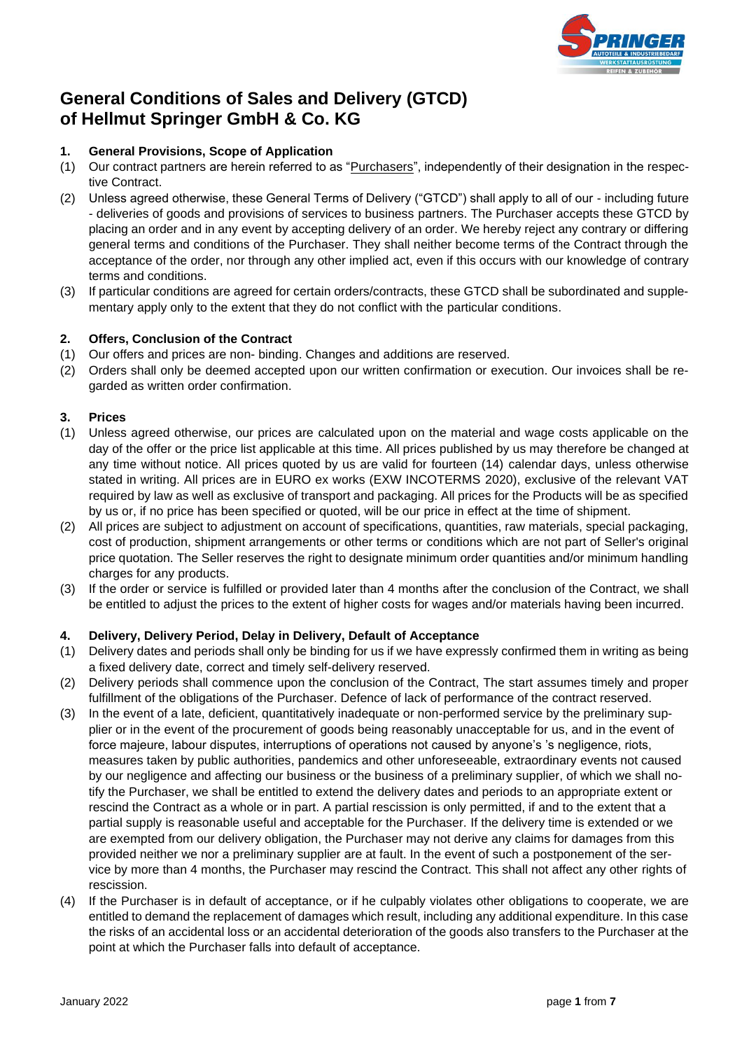# General Conditions of Sales and Delivery (GTCD) of Hellmut Springer GmbH & Co. KG

## 1. General Provisions, Scope of Application

(1) Our contract partners are herein referred to as "Purchasers", independently of their designation in the respective Contract.

(2) Unless agreed otherwise, these General Terms of Delivery ("GTCD") shall apply to all of our - including future - deliveries of goods and provisions of services to business partners. The Purchaser accepts these GTCD by placing an order and in any event by accepting delivery of an order. We hereby reject any contrary or differing general terms and conditions of the Purchaser. They shall neither become terms of the Contract through the acceptance of the order, nor through any other implied act, even if this occurs with our knowledge of contrary terms and conditions.

(3) If particular conditions are agreed for certain orders/contracts, these GTCD shall be subordinated and supplementary apply only to the extent that they do not conflict with the particular conditions.

## 2. Offers, Conclusion of the Contract

(1) Our offers and prices are non- binding. Changes and additions are reserved.

(2) Orders shall only be deemed accepted upon our written confirmation or execution. Our invoices shall be regarded as written order confirmation.

## 3. Prices

(1) Unless agreed otherwise, our prices are calculated upon on the material and wage costs applicable on the day of the offer or the price list applicable at this time. All prices published by us may therefore be changed at any time without notice. All prices quoted by us are valid for fourteen (14) calendar days, unless otherwise stated in writing. All prices are in EURO ex works (EXW INCOTERMS 2020), exclusive of the relevant VAT required by law as well as exclusive of transport and packaging. All prices for the Products will be as specified by us or, if no price has been specified or quoted, will be our price in effect at the time of shipment.

(2) All prices are subject to adjustment on account of specifications, quantities, raw materials, special packaging, cost of production, shipment arrangements or other terms or conditions which are not part of Seller's original price quotation. The Seller reserves the right to designate minimum order quantities and/or minimum handling charges for any products.

(3) If the order or service is fulfilled or provided later than 4 months after the conclusion of the Contract, we shall be entitled to adjust the prices to the extent of higher costs for wages and/or materials having been incurred.

## 4. Delivery, Delivery Period, Delay in Delivery, Default of Acceptance

(1) Delivery dates and periods shall only be binding for us if we have expressly confirmed them in writing as being a fixed delivery date, correct and timely self-delivery reserved.

(2) Delivery periods shall commence upon the conclusion of the Contract, The start assumes timely and proper fulfillment of the obligations of the Purchaser. Defence of lack of performance of the contract reserved.

(3) In the event of a late, deficient, quantitatively inadequate or non-performed service by the preliminary supplier or in the event of the procurement of goods being reasonably unacceptable for us, and in the event of force majeure, labour disputes, interruptions of operations not caused by anyone's 's negligence, riots, measures taken by public authorities, pandemics and other unforeseeable, extraordinary events not caused by our negligence and affecting our business or the business of a preliminary supplier, of which we shall notify the Purchaser, we shall be entitled to extend the delivery dates and periods to an appropriate extent or rescind the Contract as a whole or in part. A partial rescission is only permitted, if and to the extent that a partial supply is reasonable useful and acceptable for the Purchaser. If the delivery time is extended or we are exempted from our delivery obligation, the Purchaser may not derive any claims for damages from this provided neither we nor a preliminary supplier are at fault. In the event of such a postponement of the service by more than 4 months, the Purchaser may rescind the Contract. This shall not affect any other rights of rescission.

(4) If the Purchaser is in default of acceptance, or if he culpably violates other obligations to cooperate, we are entitled to demand the replacement of damages which result, including any additional expenditure. In this case the risks of an accidental loss or an accidental deterioration of the goods also transfers to the Purchaser at the point at which the Purchaser falls into default of acceptance.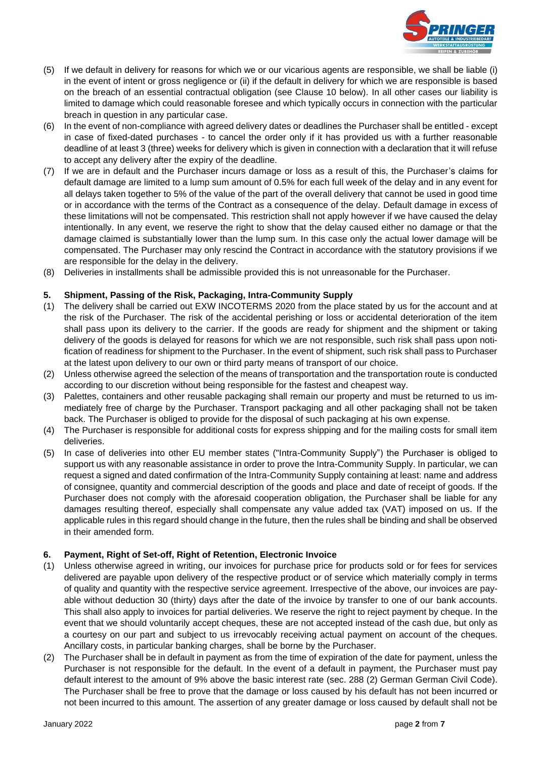(5) If we default in delivery for reasons for which we or our vicarious agents are responsible, we shall be liable (i) in the event of intent or gross negligence or (ii) if the default in delivery for which we are responsible is based on the breach of an essential contractual obligation (see Clause 10 below). In all other cases our liability is limited to damage which could reasonable foresee and which typically occurs in connection with the particular breach in question in any particular case.

(6) In the event of non-compliance with agreed delivery dates or deadlines the Purchaser shall be entitled - except in case of fixed-dated purchases - to cancel the order only if it has provided us with a further reasonable deadline of at least 3 (three) weeks for delivery which is given in connection with a declaration that it will refuse to accept any delivery after the expiry of the deadline.

(7) If we are in default and the Purchaser incurs damage or loss as a result of this, the Purchaser's claims for default damage are limited to a lump sum amount of 0.5% for each full week of the delay and in any event for all delays taken together to 5% of the value of the part of the overall delivery that cannot be used in good time or in accordance with the terms of the Contract as a consequence of the delay. Default damage in excess of these limitations will not be compensated. This restriction shall not apply however if we have caused the delay intentionally. In any event, we reserve the right to show that the delay caused either no damage or that the damage claimed is substantially lower than the lump sum. In this case only the actual lower damage will be compensated. The Purchaser may only rescind the Contract in accordance with the statutory provisions if we are responsible for the delay in the delivery.

(8) Deliveries in installments shall be admissible provided this is not unreasonable for the Purchaser.

## 5. Shipment, Passing of the Risk, Packaging, Intra-Community Supply

(1) The delivery shall be carried out EXW INCOTERMS 2020 from the place stated by us for the account and at the risk of the Purchaser. The risk of the accidental perishing or loss or accidental deterioration of the item shall pass upon its delivery to the carrier. If the goods are ready for shipment and the shipment or taking delivery of the goods is delayed for reasons for which we are not responsible, such risk shall pass upon notification of readiness for shipment to the Purchaser. In the event of shipment, such risk shall pass to Purchaser at the latest upon delivery to our own or third party means of transport of our choice.

(2) Unless otherwise agreed the selection of the means of transportation and the transportation route is conducted according to our discretion without being responsible for the fastest and cheapest way.

(3) Palettes, containers and other reusable packaging shall remain our property and must be returned to us immediately free of charge by the Purchaser. Transport packaging and all other packaging shall not be taken back. The Purchaser is obliged to provide for the disposal of such packaging at his own expense.

(4) The Purchaser is responsible for additional costs for express shipping and for the mailing costs for small item deliveries.

(5) In case of deliveries into other EU member states ("Intra-Community Supply") the Purchaser is obliged to support us with any reasonable assistance in order to prove the Intra-Community Supply. In particular, we can request a signed and dated confirmation of the Intra-Community Supply containing at least: name and address of consignee, quantity and commercial description of the goods and place and date of receipt of goods. If the Purchaser does not comply with the aforesaid cooperation obligation, the Purchaser shall be liable for any damages resulting thereof, especially shall compensate any value added tax (VAT) imposed on us. If the applicable rules in this regard should change in the future, then the rules shall be binding and shall be observed in their amended form.

## 6. Payment, Right of Set-off, Right of Retention, Electronic Invoice

(1) Unless otherwise agreed in writing, our invoices for purchase price for products sold or for fees for services delivered are payable upon delivery of the respective product or of service which materially comply in terms of quality and quantity with the respective service agreement. Irrespective of the above, our invoices are payable without deduction 30 (thirty) days after the date of the invoice by transfer to one of our bank accounts. This shall also apply to invoices for partial deliveries. We reserve the right to reject payment by cheque. In the event that we should voluntarily accept cheques, these are not accepted instead of the cash due, but only as a courtesy on our part and subject to us irrevocably receiving actual payment on account of the cheques. Ancillary costs, in particular banking charges, shall be borne by the Purchaser.

(2) The Purchaser shall be in default in payment as from the time of expiration of the date for payment, unless the Purchaser is not responsible for the default. In the event of a default in payment, the Purchaser must pay default interest to the amount of 9% above the basic interest rate (sec. 288 (2) German German Civil Code). The Purchaser shall be free to prove that the damage or loss caused by his default has not been incurred or not been incurred to this amount. The assertion of any greater damage or loss caused by default shall not be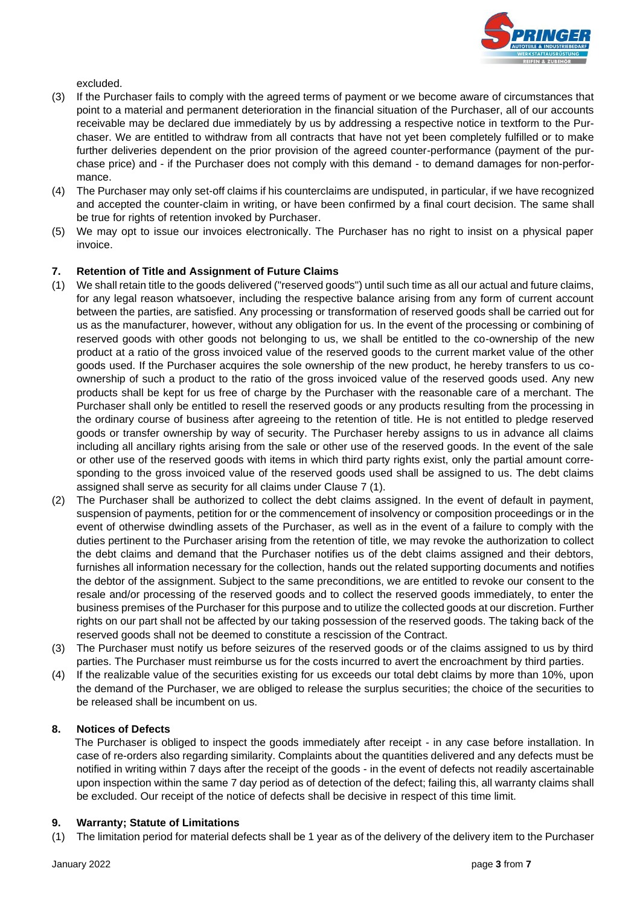excluded.

(3) If the Purchaser fails to comply with the agreed terms of payment or we become aware of circumstances that point to a material and permanent deterioration in the financial situation of the Purchaser, all of our accounts receivable may be declared due immediately by us by addressing a respective notice in textform to the Purchaser. We are entitled to withdraw from all contracts that have not yet been completely fulfilled or to make further deliveries dependent on the prior provision of the agreed counter-performance (payment of the purchase price) and - if the Purchaser does not comply with this demand - to demand damages for non-performance.

(4) The Purchaser may only set-off claims if his counterclaims are undisputed, in particular, if we have recognized and accepted the counter-claim in writing, or have been confirmed by a final court decision. The same shall be true for rights of retention invoked by Purchaser.

(5) We may opt to issue our invoices electronically. The Purchaser has no right to insist on a physical paper invoice.

## 7. Retention of Title and Assignment of Future Claims

(1) We shall retain title to the goods delivered ("reserved goods") until such time as all our actual and future claims, for any legal reason whatsoever, including the respective balance arising from any form of current account between the parties, are satisfied. Any processing or transformation of reserved goods shall be carried out for us as the manufacturer, however, without any obligation for us. In the event of the processing or combining of reserved goods with other goods not belonging to us, we shall be entitled to the co-ownership of the new product at a ratio of the gross invoiced value of the reserved goods to the current market value of the other goods used. If the Purchaser acquires the sole ownership of the new product, he hereby transfers to us co-ownership of such a product to the ratio of the gross invoiced value of the reserved goods used. Any new products shall be kept for us free of charge by the Purchaser with the reasonable care of a merchant. The Purchaser shall only be entitled to resell the reserved goods or any products resulting from the processing in the ordinary course of business after agreeing to the retention of title. He is not entitled to pledge reserved goods or transfer ownership by way of security. The Purchaser hereby assigns to us in advance all claims including all ancillary rights arising from the sale or other use of the reserved goods. In the event of the sale or other use of the reserved goods with items in which third party rights exist, only the partial amount corresponding to the gross invoiced value of the reserved goods used shall be assigned to us. The debt claims assigned shall serve as security for all claims under Clause 7 (1).

(2) The Purchaser shall be authorized to collect the debt claims assigned. In the event of default in payment, suspension of payments, petition for or the commencement of insolvency or composition proceedings or in the event of otherwise dwindling assets of the Purchaser, as well as in the event of a failure to comply with the duties pertinent to the Purchaser arising from the retention of title, we may revoke the authorization to collect the debt claims and demand that the Purchaser notifies us of the debt claims assigned and their debtors, furnishes all information necessary for the collection, hands out the related supporting documents and notifies the debtor of the assignment. Subject to the same preconditions, we are entitled to revoke our consent to the resale and/or processing of the reserved goods and to collect the reserved goods immediately, to enter the business premises of the Purchaser for this purpose and to utilize the collected goods at our discretion. Further rights on our part shall not be affected by our taking possession of the reserved goods. The taking back of the reserved goods shall not be deemed to constitute a rescission of the Contract.

(3) The Purchaser must notify us before seizures of the reserved goods or of the claims assigned to us by third parties. The Purchaser must reimburse us for the costs incurred to avert the encroachment by third parties.

(4) If the realizable value of the securities existing for us exceeds our total debt claims by more than 10%, upon the demand of the Purchaser, we are obliged to release the surplus securities; the choice of the securities to be released shall be incumbent on us.

## 8. Notices of Defects

The Purchaser is obliged to inspect the goods immediately after receipt - in any case before installation. In case of re-orders also regarding similarity. Complaints about the quantities delivered and any defects must be notified in writing within 7 days after the receipt of the goods - in the event of defects not readily ascertainable upon inspection within the same 7 day period as of detection of the defect; failing this, all warranty claims shall be excluded. Our receipt of the notice of defects shall be decisive in respect of this time limit.

## 9. Warranty; Statute of Limitations

(1) The limitation period for material defects shall be 1 year as of the delivery of the delivery item to the Purchaser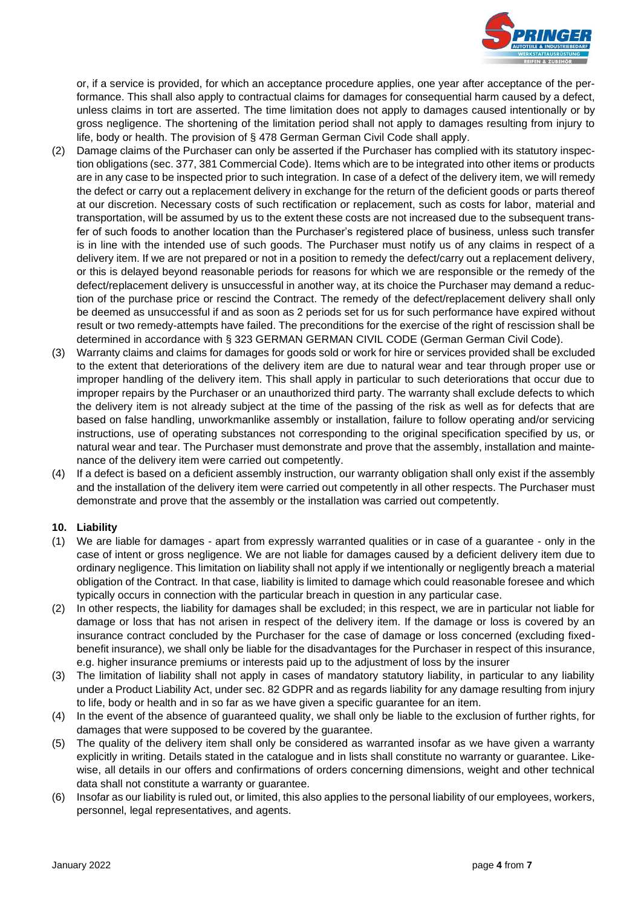or, if a service is provided, for which an acceptance procedure applies, one year after acceptance of the performance. This shall also apply to contractual claims for damages for consequential harm caused by a defect, unless claims in tort are asserted. The time limitation does not apply to damages caused intentionally or by gross negligence. The shortening of the limitation period shall not apply to damages resulting from injury to life, body or health. The provision of § 478 German German Civil Code shall apply.

(2) Damage claims of the Purchaser can only be asserted if the Purchaser has complied with its statutory inspection obligations (sec. 377, 381 Commercial Code). Items which are to be integrated into other items or products are in any case to be inspected prior to such integration. In case of a defect of the delivery item, we will remedy the defect or carry out a replacement delivery in exchange for the return of the deficient goods or parts thereof at our discretion. Necessary costs of such rectification or replacement, such as costs for labor, material and transportation, will be assumed by us to the extent these costs are not increased due to the subsequent transfer of such foods to another location than the Purchaser's registered place of business, unless such transfer is in line with the intended use of such goods. The Purchaser must notify us of any claims in respect of a delivery item. If we are not prepared or not in a position to remedy the defect/carry out a replacement delivery, or this is delayed beyond reasonable periods for reasons for which we are responsible or the remedy of the defect/replacement delivery is unsuccessful in another way, at its choice the Purchaser may demand a reduction of the purchase price or rescind the Contract. The remedy of the defect/replacement delivery shall only be deemed as unsuccessful if and as soon as 2 periods set for us for such performance have expired without result or two remedy-attempts have failed. The preconditions for the exercise of the right of rescission shall be determined in accordance with § 323 GERMAN GERMAN CIVIL CODE (German German Civil Code).

(3) Warranty claims and claims for damages for goods sold or work for hire or services provided shall be excluded to the extent that deteriorations of the delivery item are due to natural wear and tear through proper use or improper handling of the delivery item. This shall apply in particular to such deteriorations that occur due to improper repairs by the Purchaser or an unauthorized third party. The warranty shall exclude defects to which the delivery item is not already subject at the time of the passing of the risk as well as for defects that are based on false handling, unworkmanlike assembly or installation, failure to follow operating and/or servicing instructions, use of operating substances not corresponding to the original specification specified by us, or natural wear and tear. The Purchaser must demonstrate and prove that the assembly, installation and maintenance of the delivery item were carried out competently.

(4) If a defect is based on a deficient assembly instruction, our warranty obligation shall only exist if the assembly and the installation of the delivery item were carried out competently in all other respects. The Purchaser must demonstrate and prove that the assembly or the installation was carried out competently.

## 10. Liability

(1) We are liable for damages - apart from expressly warranted qualities or in case of a guarantee - only in the case of intent or gross negligence. We are not liable for damages caused by a deficient delivery item due to ordinary negligence. This limitation on liability shall not apply if we intentionally or negligently breach a material obligation of the Contract. In that case, liability is limited to damage which could reasonable foresee and which typically occurs in connection with the particular breach in question in any particular case.

(2) In other respects, the liability for damages shall be excluded; in this respect, we are in particular not liable for damage or loss that has not arisen in respect of the delivery item. If the damage or loss is covered by an insurance contract concluded by the Purchaser for the case of damage or loss concerned (excluding fixed-benefit insurance), we shall only be liable for the disadvantages for the Purchaser in respect of this insurance, e.g. higher insurance premiums or interests paid up to the adjustment of loss by the insurer

(3) The limitation of liability shall not apply in cases of mandatory statutory liability, in particular to any liability under a Product Liability Act, under sec. 82 GDPR and as regards liability for any damage resulting from injury to life, body or health and in so far as we have given a specific guarantee for an item.

(4) In the event of the absence of guaranteed quality, we shall only be liable to the exclusion of further rights, for damages that were supposed to be covered by the guarantee.

(5) The quality of the delivery item shall only be considered as warranted insofar as we have given a warranty explicitly in writing. Details stated in the catalogue and in lists shall constitute no warranty or guarantee. Likewise, all details in our offers and confirmations of orders concerning dimensions, weight and other technical data shall not constitute a warranty or guarantee.

(6) Insofar as our liability is ruled out, or limited, this also applies to the personal liability of our employees, workers, personnel, legal representatives, and agents.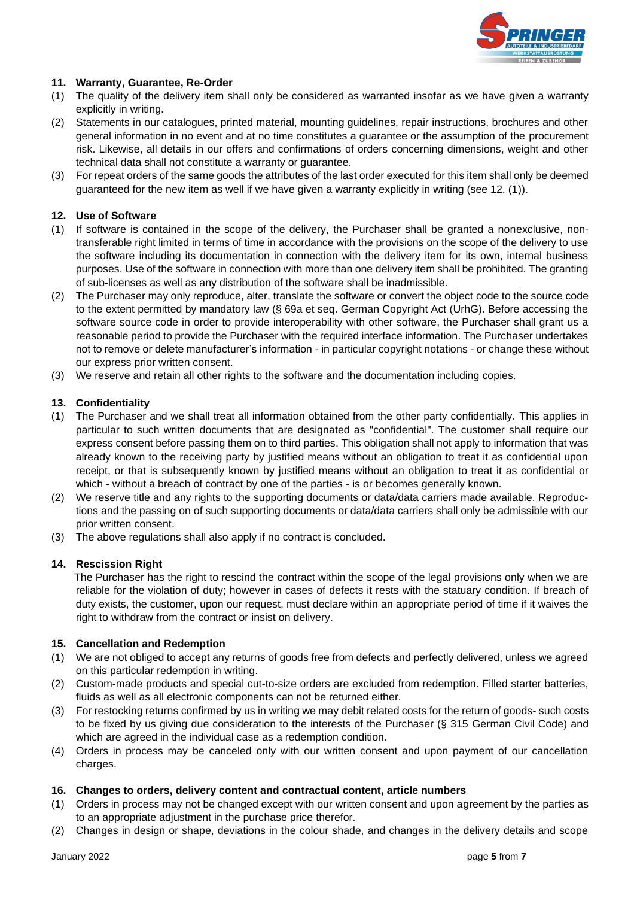## 11. Warranty, Guarantee, Re-Order

(1) The quality of the delivery item shall only be considered as warranted insofar as we have given a warranty explicitly in writing.

(2) Statements in our catalogues, printed material, mounting guidelines, repair instructions, brochures and other general information in no event and at no time constitutes a guarantee or the assumption of the procurement risk. Likewise, all details in our offers and confirmations of orders concerning dimensions, weight and other technical data shall not constitute a warranty or guarantee.

(3) For repeat orders of the same goods the attributes of the last order executed for this item shall only be deemed guaranteed for the new item as well if we have given a warranty explicitly in writing (see 12. (1)).

## 12. Use of Software

(1) If software is contained in the scope of the delivery, the Purchaser shall be granted a nonexclusive, non-transferable right limited in terms of time in accordance with the provisions on the scope of the delivery to use the software including its documentation in connection with the delivery item for its own, internal business purposes. Use of the software in connection with more than one delivery item shall be prohibited. The granting of sub-licenses as well as any distribution of the software shall be inadmissible.

(2) The Purchaser may only reproduce, alter, translate the software or convert the object code to the source code to the extent permitted by mandatory law (§ 69a et seq. German Copyright Act (UrhG). Before accessing the software source code in order to provide interoperability with other software, the Purchaser shall grant us a reasonable period to provide the Purchaser with the required interface information. The Purchaser undertakes not to remove or delete manufacturer's information - in particular copyright notations - or change these without our express prior written consent.

(3) We reserve and retain all other rights to the software and the documentation including copies.

## 13. Confidentiality

(1) The Purchaser and we shall treat all information obtained from the other party confidentially. This applies in particular to such written documents that are designated as "confidential". The customer shall require our express consent before passing them on to third parties. This obligation shall not apply to information that was already known to the receiving party by justified means without an obligation to treat it as confidential upon receipt, or that is subsequently known by justified means without an obligation to treat it as confidential or which - without a breach of contract by one of the parties - is or becomes generally known.

(2) We reserve title and any rights to the supporting documents or data/data carriers made available. Reproductions and the passing on of such supporting documents or data/data carriers shall only be admissible with our prior written consent.

(3) The above regulations shall also apply if no contract is concluded.

## 14. Rescission Right

The Purchaser has the right to rescind the contract within the scope of the legal provisions only when we are reliable for the violation of duty; however in cases of defects it rests with the statuary condition. If breach of duty exists, the customer, upon our request, must declare within an appropriate period of time if it waives the right to withdraw from the contract or insist on delivery.

## 15. Cancellation and Redemption

(1) We are not obliged to accept any returns of goods free from defects and perfectly delivered, unless we agreed on this particular redemption in writing.

(2) Custom-made products and special cut-to-size orders are excluded from redemption. Filled starter batteries, fluids as well as all electronic components can not be returned either.

(3) For restocking returns confirmed by us in writing we may debit related costs for the return of goods- such costs to be fixed by us giving due consideration to the interests of the Purchaser (§ 315 German Civil Code) and which are agreed in the individual case as a redemption condition.

(4) Orders in process may be canceled only with our written consent and upon payment of our cancellation charges.

## 16. Changes to orders, delivery content and contractual content, article numbers

(1) Orders in process may not be changed except with our written consent and upon agreement by the parties as to an appropriate adjustment in the purchase price therefor.

(2) Changes in design or shape, deviations in the colour shade, and changes in the delivery details and scope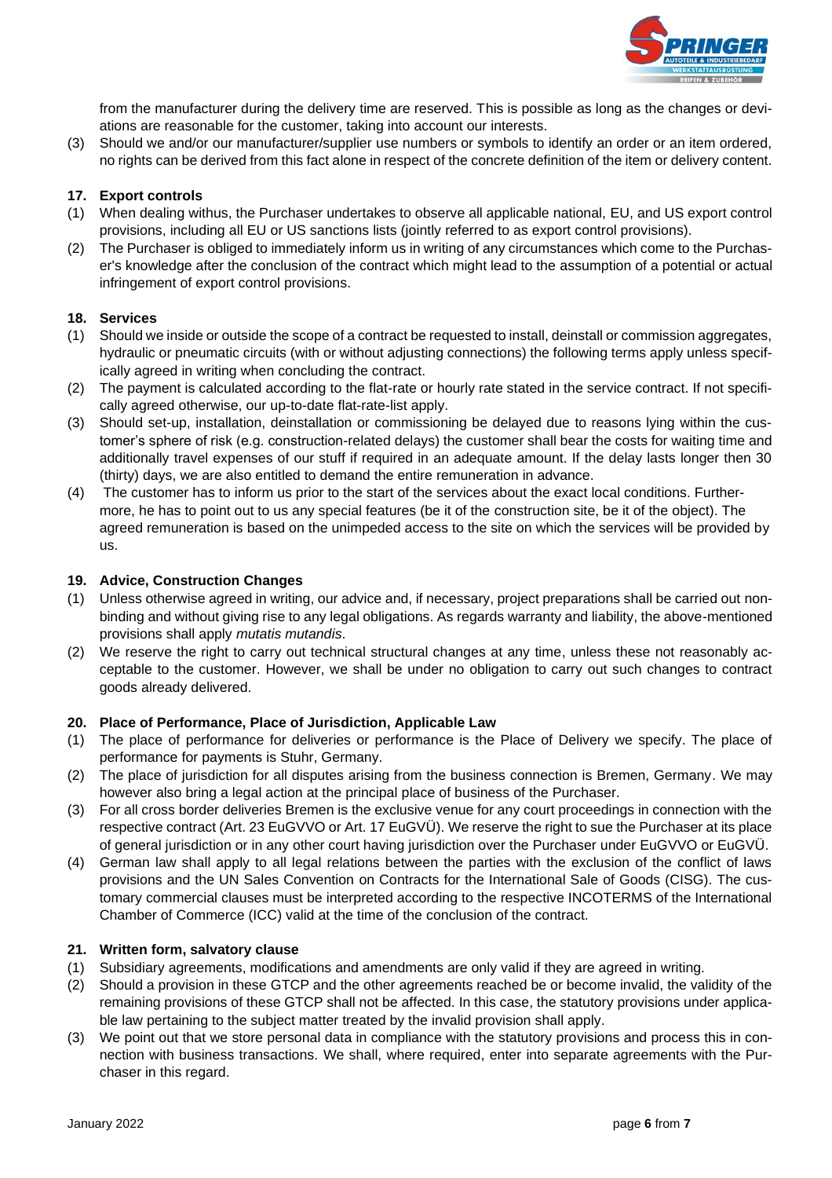from the manufacturer during the delivery time are reserved. This is possible as long as the changes or deviations are reasonable for the customer, taking into account our interests.

(3) Should we and/or our manufacturer/supplier use numbers or symbols to identify an order or an item ordered, no rights can be derived from this fact alone in respect of the concrete definition of the item or delivery content.

## 17. Export controls

(1) When dealing withus, the Purchaser undertakes to observe all applicable national, EU, and US export control provisions, including all EU or US sanctions lists (jointly referred to as export control provisions).

(2) The Purchaser is obliged to immediately inform us in writing of any circumstances which come to the Purchaser's knowledge after the conclusion of the contract which might lead to the assumption of a potential or actual infringement of export control provisions.

## 18. Services

(1) Should we inside or outside the scope of a contract be requested to install, deinstall or commission aggregates, hydraulic or pneumatic circuits (with or without adjusting connections) the following terms apply unless specifically agreed in writing when concluding the contract.

(2) The payment is calculated according to the flat-rate or hourly rate stated in the service contract. If not specifically agreed otherwise, our up-to-date flat-rate-list apply.

(3) Should set-up, installation, deinstallation or commissioning be delayed due to reasons lying within the customer's sphere of risk (e.g. construction-related delays) the customer shall bear the costs for waiting time and additionally travel expenses of our stuff if required in an adequate amount. If the delay lasts longer then 30 (thirty) days, we are also entitled to demand the entire remuneration in advance.

(4) The customer has to inform us prior to the start of the services about the exact local conditions. Furthermore, he has to point out to us any special features (be it of the construction site, be it of the object). The agreed remuneration is based on the unimpeded access to the site on which the services will be provided by us.

## 19. Advice, Construction Changes

(1) Unless otherwise agreed in writing, our advice and, if necessary, project preparations shall be carried out non-binding and without giving rise to any legal obligations. As regards warranty and liability, the above-mentioned provisions shall apply *mutatis mutandis*.

(2) We reserve the right to carry out technical structural changes at any time, unless these not reasonably acceptable to the customer. However, we shall be under no obligation to carry out such changes to contract goods already delivered.

## 20. Place of Performance, Place of Jurisdiction, Applicable Law

(1) The place of performance for deliveries or performance is the Place of Delivery we specify. The place of performance for payments is Stuhr, Germany.

(2) The place of jurisdiction for all disputes arising from the business connection is Bremen, Germany. We may however also bring a legal action at the principal place of business of the Purchaser.

(3) For all cross border deliveries Bremen is the exclusive venue for any court proceedings in connection with the respective contract (Art. 23 EuGVVO or Art. 17 EuGVÜ). We reserve the right to sue the Purchaser at its place of general jurisdiction or in any other court having jurisdiction over the Purchaser under EuGVVO or EuGVÜ.

(4) German law shall apply to all legal relations between the parties with the exclusion of the conflict of laws provisions and the UN Sales Convention on Contracts for the International Sale of Goods (CISG). The customary commercial clauses must be interpreted according to the respective INCOTERMS of the International Chamber of Commerce (ICC) valid at the time of the conclusion of the contract.

## 21. Written form, salvatory clause

(1) Subsidiary agreements, modifications and amendments are only valid if they are agreed in writing.

(2) Should a provision in these GTCP and the other agreements reached be or become invalid, the validity of the remaining provisions of these GTCP shall not be affected. In this case, the statutory provisions under applicable law pertaining to the subject matter treated by the invalid provision shall apply.

(3) We point out that we store personal data in compliance with the statutory provisions and process this in connection with business transactions. We shall, where required, enter into separate agreements with the Purchaser in this regard.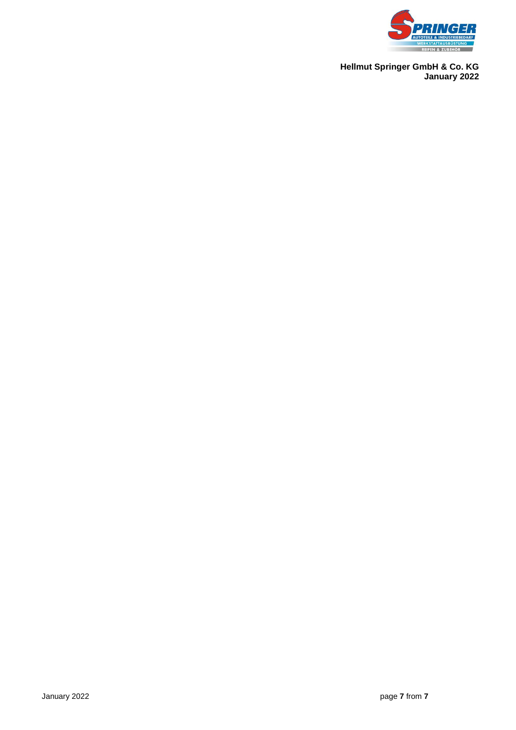**Hellmut Springer GmbH & Co. KG**
**January 2022**